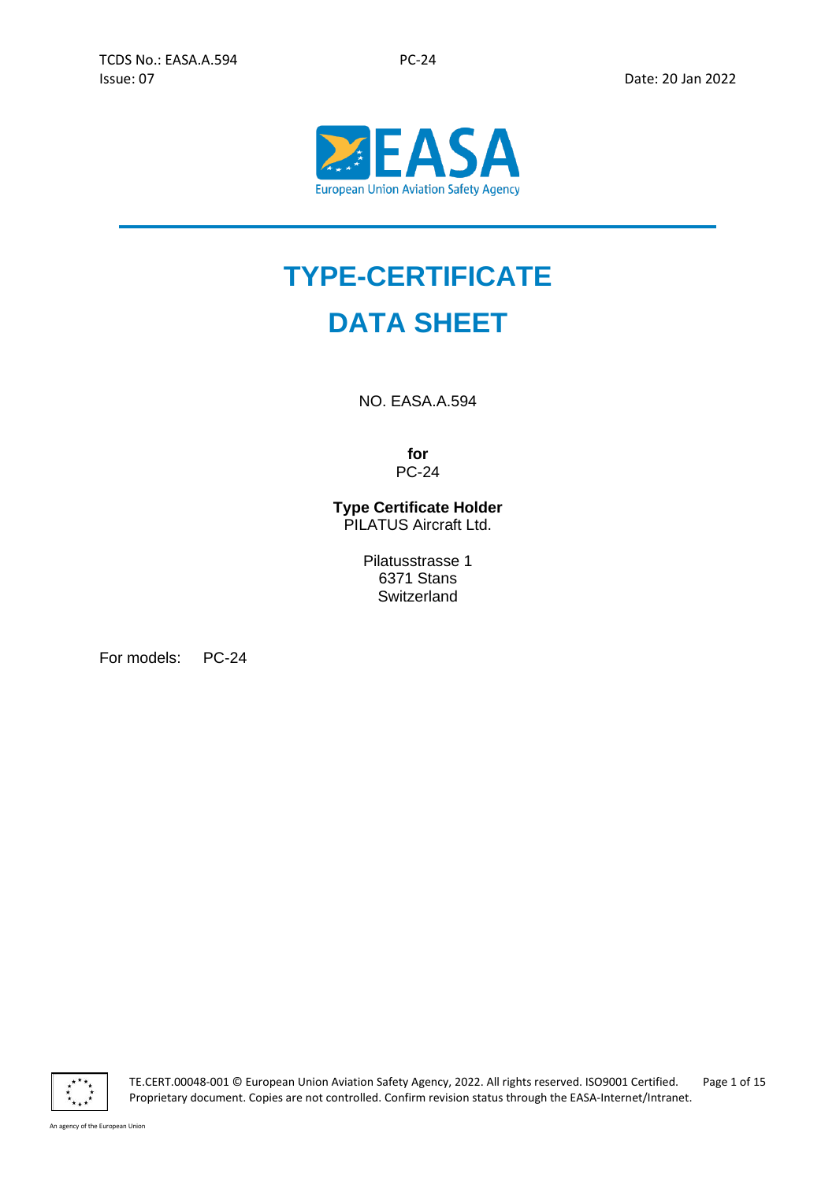# TYPE-CERTIFICATE DATA SHEET

NO. EASA.A.594

**for**
PC-24

**Type Certificate Holder**
PILATUS Aircraft Ltd.

Pilatusstrasse 1
6371 Stans
Switzerland

For models: PC-24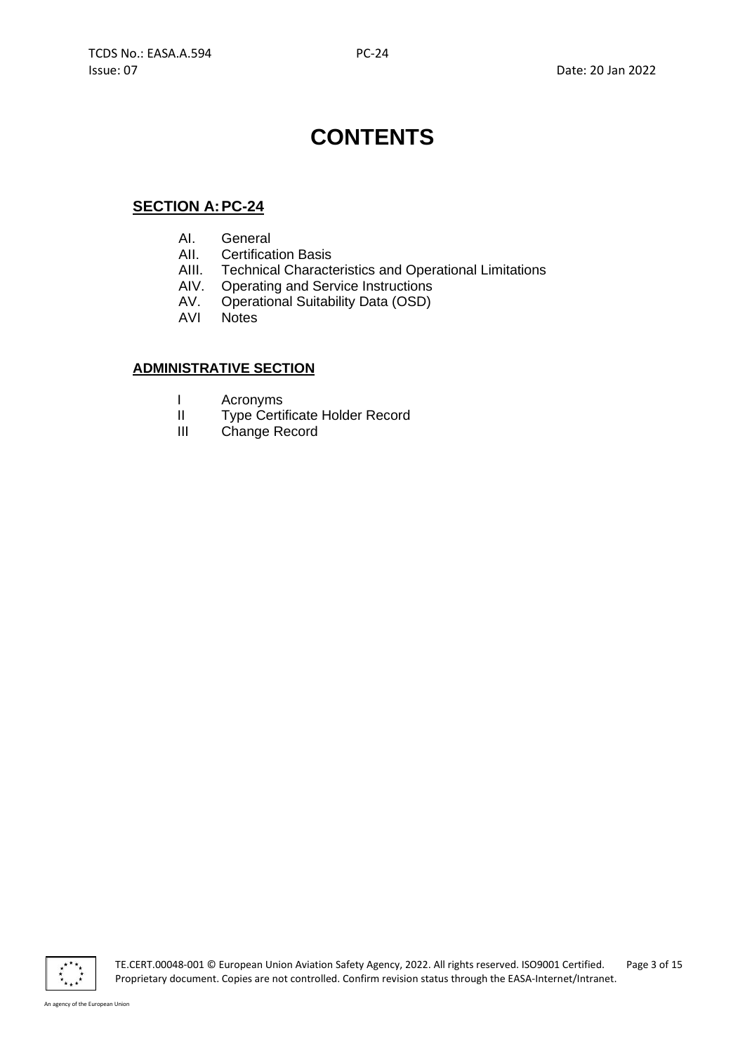# CONTENTS

## SECTION A: PC-24

- AI. General
- AII. Certification Basis
- AIII. Technical Characteristics and Operational Limitations
- AIV. Operating and Service Instructions
- AV. Operational Suitability Data (OSD)
- AVI Notes

## ADMINISTRATIVE SECTION

- I Acronyms
- II Type Certificate Holder Record
- III Change Record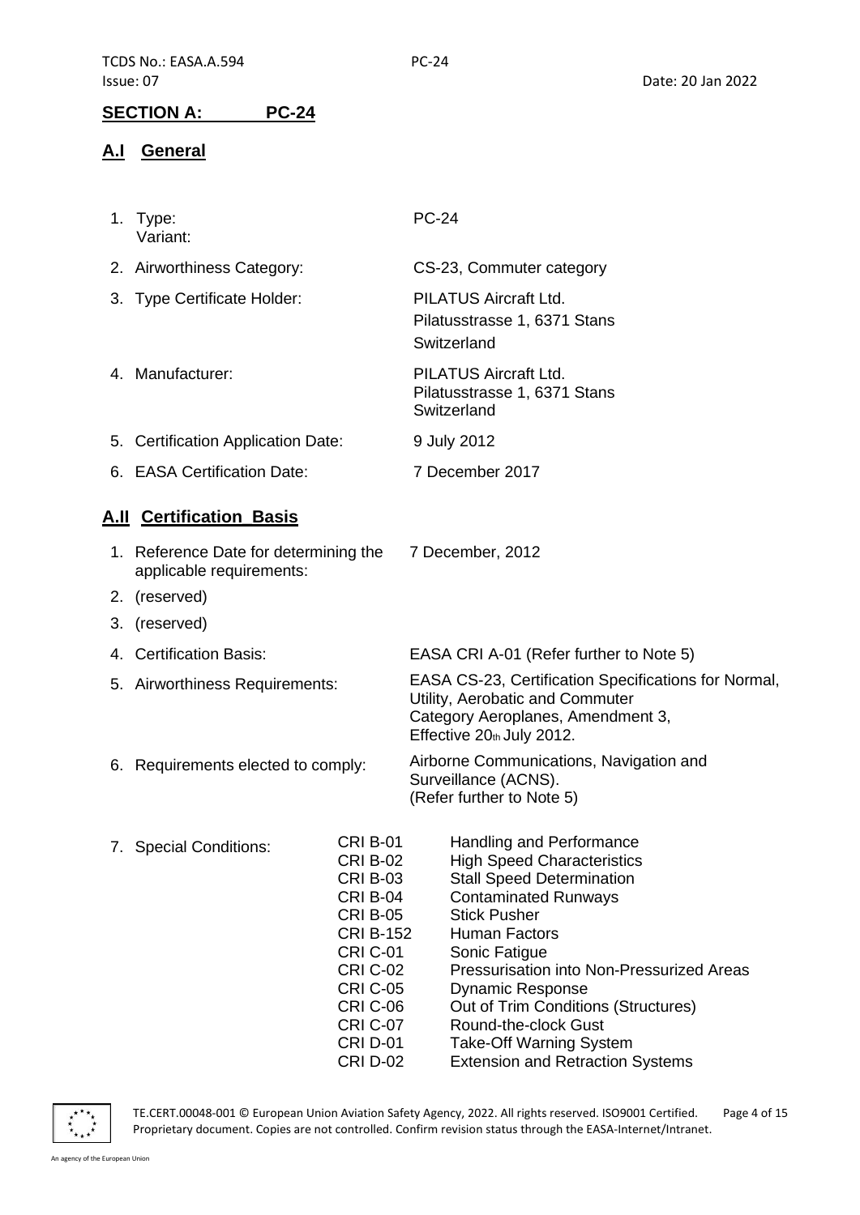## SECTION A: PC-24

### A.I General

| | | |
|---|---|---|
| 1. | Type:<br>Variant: | PC-24 |
| 2. | Airworthiness Category: | CS-23, Commuter category |
| 3. | Type Certificate Holder: | PILATUS Aircraft Ltd.<br>Pilatusstrasse 1, 6371 Stans<br>Switzerland |
| 4. | Manufacturer: | PILATUS Aircraft Ltd.<br>Pilatusstrasse 1, 6371 Stans<br>Switzerland |
| 5. | Certification Application Date: | 9 July 2012 |
| 6. | EASA Certification Date: | 7 December 2017 |

### A.II Certification Basis

| | | |
|---|---|---|
| 1. | Reference Date for determining the applicable requirements: | 7 December, 2012 |
| 2. | (reserved) | |
| 3. | (reserved) | |
| 4. | Certification Basis: | EASA CRI A-01 (Refer further to Note 5) |
| 5. | Airworthiness Requirements: | EASA CS-23, Certification Specifications for Normal, Utility, Aerobatic and Commuter Category Aeroplanes, Amendment 3, Effective 20th July 2012. |
| 6. | Requirements elected to comply: | Airborne Communications, Navigation and Surveillance (ACNS).<br>(Refer further to Note 5) |

7. Special Conditions:

| | |
|---|---|
| CRI B-01 | Handling and Performance |
| CRI B-02 | High Speed Characteristics |
| CRI B-03 | Stall Speed Determination |
| CRI B-04 | Contaminated Runways |
| CRI B-05 | Stick Pusher |
| CRI B-152 | Human Factors |
| CRI C-01 | Sonic Fatigue |
| CRI C-02 | Pressurisation into Non-Pressurized Areas |
| CRI C-05 | Dynamic Response |
| CRI C-06 | Out of Trim Conditions (Structures) |
| CRI C-07 | Round-the-clock Gust |
| CRI D-01 | Take-Off Warning System |
| CRI D-02 | Extension and Retraction Systems |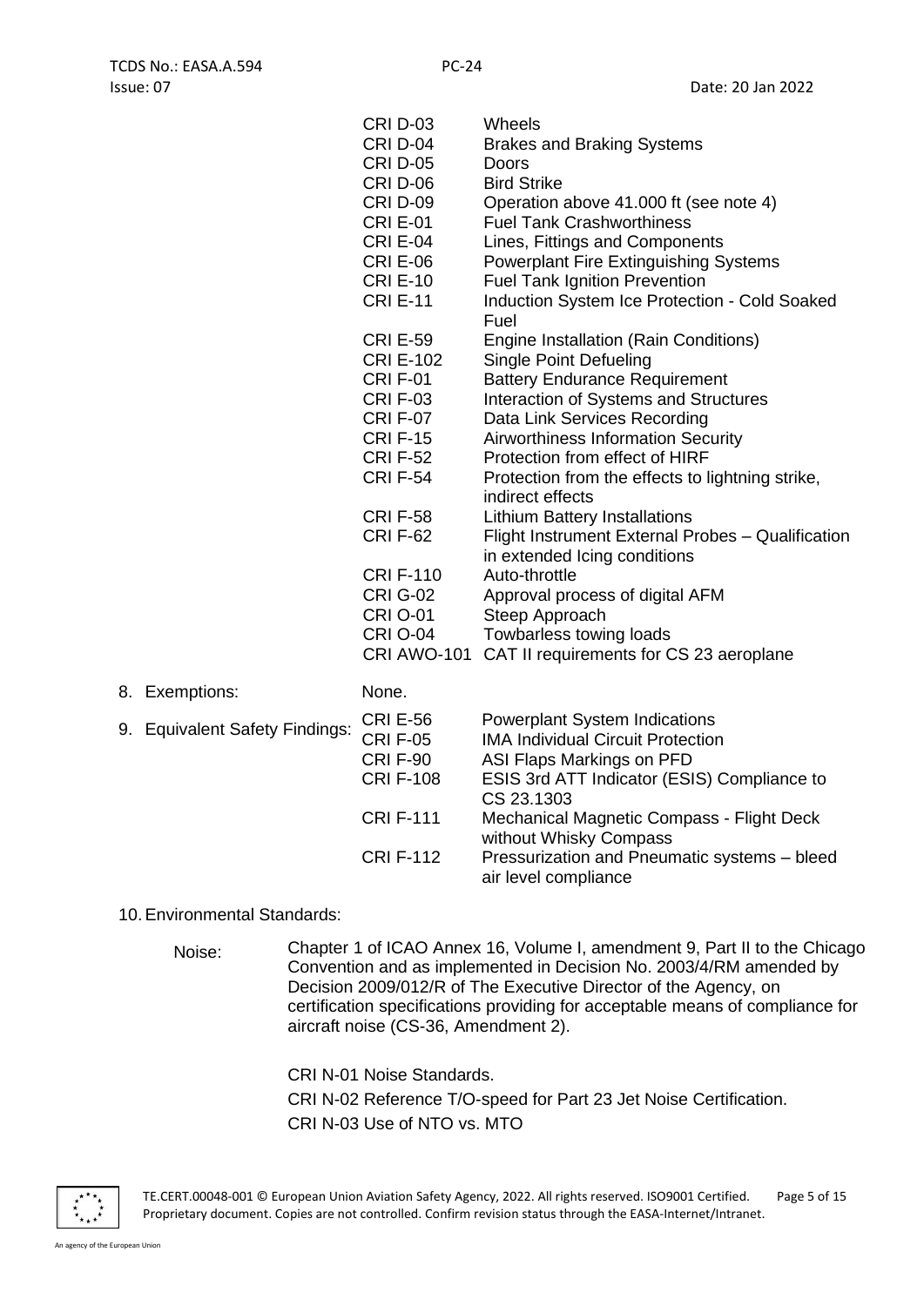| | |
|---|---|
| CRI D-03 | Wheels |
| CRI D-04 | Brakes and Braking Systems |
| CRI D-05 | Doors |
| CRI D-06 | Bird Strike |
| CRI D-09 | Operation above 41.000 ft (see note 4) |
| CRI E-01 | Fuel Tank Crashworthiness |
| CRI E-04 | Lines, Fittings and Components |
| CRI E-06 | Powerplant Fire Extinguishing Systems |
| CRI E-10 | Fuel Tank Ignition Prevention |
| CRI E-11 | Induction System Ice Protection - Cold Soaked Fuel |
| CRI E-59 | Engine Installation (Rain Conditions) |
| CRI E-102 | Single Point Defueling |
| CRI F-01 | Battery Endurance Requirement |
| CRI F-03 | Interaction of Systems and Structures |
| CRI F-07 | Data Link Services Recording |
| CRI F-15 | Airworthiness Information Security |
| CRI F-52 | Protection from effect of HIRF |
| CRI F-54 | Protection from the effects to lightning strike, indirect effects |
| CRI F-58 | Lithium Battery Installations |
| CRI F-62 | Flight Instrument External Probes – Qualification in extended Icing conditions |
| CRI F-110 | Auto-throttle |
| CRI G-02 | Approval process of digital AFM |
| CRI O-01 | Steep Approach |
| CRI O-04 | Towbarless towing loads |
| CRI AWO-101 | CAT II requirements for CS 23 aeroplane |

8. Exemptions: None.

9. Equivalent Safety Findings:

| | |
|---|---|
| CRI E-56 | Powerplant System Indications |
| CRI F-05 | IMA Individual Circuit Protection |
| CRI F-90 | ASI Flaps Markings on PFD |
| CRI F-108 | ESIS 3rd ATT Indicator (ESIS) Compliance to CS 23.1303 |
| CRI F-111 | Mechanical Magnetic Compass - Flight Deck without Whisky Compass |
| CRI F-112 | Pressurization and Pneumatic systems – bleed air level compliance |

10. Environmental Standards:

Noise: Chapter 1 of ICAO Annex 16, Volume I, amendment 9, Part II to the Chicago Convention and as implemented in Decision No. 2003/4/RM amended by Decision 2009/012/R of The Executive Director of the Agency, on certification specifications providing for acceptable means of compliance for aircraft noise (CS-36, Amendment 2).

CRI N-01 Noise Standards.

CRI N-02 Reference T/O-speed for Part 23 Jet Noise Certification.

CRI N-03 Use of NTO vs. MTO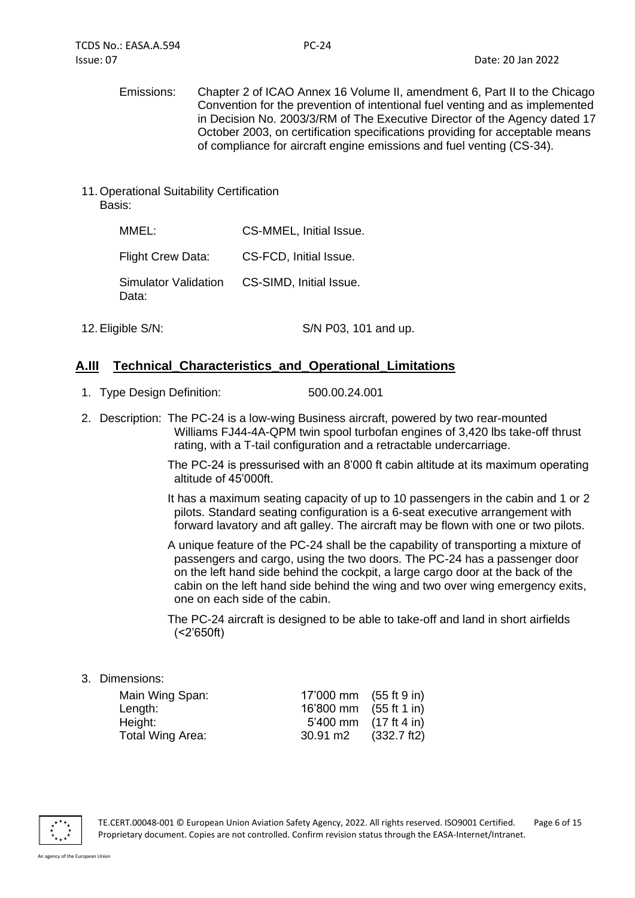Emissions: Chapter 2 of ICAO Annex 16 Volume II, amendment 6, Part II to the Chicago Convention for the prevention of intentional fuel venting and as implemented in Decision No. 2003/3/RM of The Executive Director of the Agency dated 17 October 2003, on certification specifications providing for acceptable means of compliance for aircraft engine emissions and fuel venting (CS-34).

11. Operational Suitability Certification Basis:

| | |
|---|---|
| MMEL: | CS-MMEL, Initial Issue. |
| Flight Crew Data: | CS-FCD, Initial Issue. |
| Simulator Validation Data: | CS-SIMD, Initial Issue. |

12. Eligible S/N: S/N P03, 101 and up.

## A.III Technical_Characteristics_and_Operational_Limitations

1. Type Design Definition: 500.00.24.001

2. Description: The PC-24 is a low-wing Business aircraft, powered by two rear-mounted Williams FJ44-4A-QPM twin spool turbofan engines of 3,420 lbs take-off thrust rating, with a T-tail configuration and a retractable undercarriage.

   The PC-24 is pressurised with an 8'000 ft cabin altitude at its maximum operating altitude of 45'000ft.

   It has a maximum seating capacity of up to 10 passengers in the cabin and 1 or 2 pilots. Standard seating configuration is a 6-seat executive arrangement with forward lavatory and aft galley. The aircraft may be flown with one or two pilots.

   A unique feature of the PC-24 shall be the capability of transporting a mixture of passengers and cargo, using the two doors. The PC-24 has a passenger door on the left hand side behind the cockpit, a large cargo door at the back of the cabin on the left hand side behind the wing and two over wing emergency exits, one on each side of the cabin.

   The PC-24 aircraft is designed to be able to take-off and land in short airfields (<2'650ft)

3. Dimensions:

| | | |
|---|---|---|
| Main Wing Span: | 17'000 mm | (55 ft 9 in) |
| Length: | 16'800 mm | (55 ft 1 in) |
| Height: | 5'400 mm | (17 ft 4 in) |
| Total Wing Area: | 30.91 m2 | (332.7 ft2) |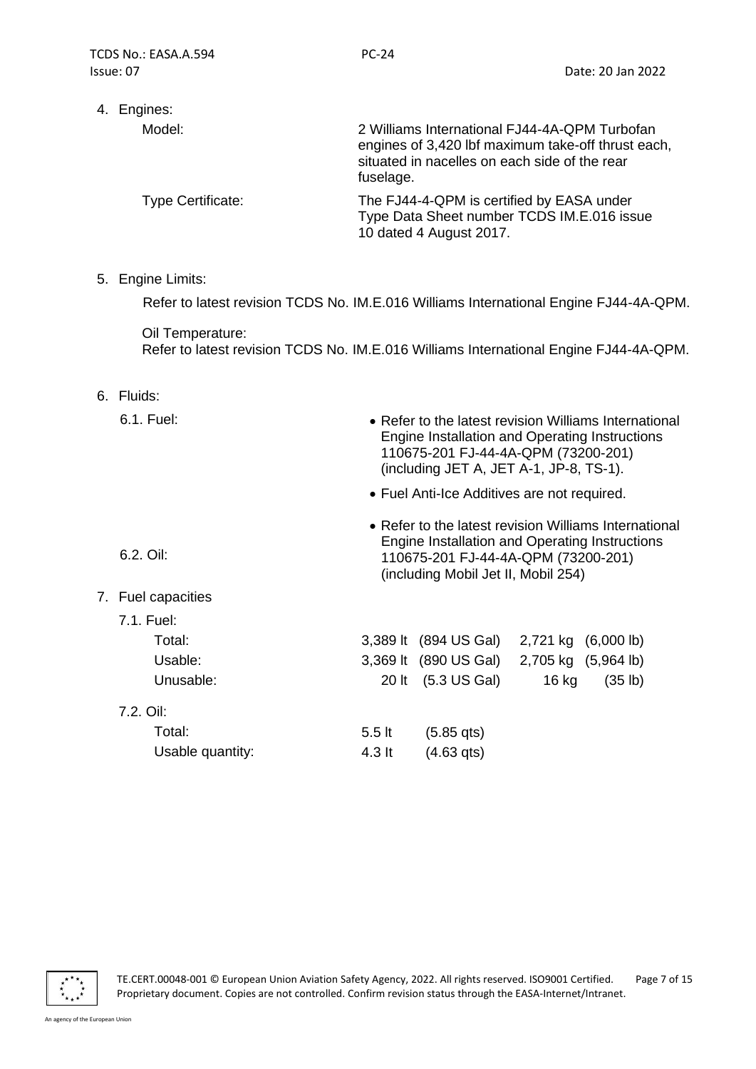4. Engines:

| | |
|---|---|
| Model: | 2 Williams International FJ44-4A-QPM Turbofan engines of 3,420 lbf maximum take-off thrust each, situated in nacelles on each side of the rear fuselage. |
| Type Certificate: | The FJ44-4-QPM is certified by EASA under Type Data Sheet number TCDS IM.E.016 issue 10 dated 4 August 2017. |

5. Engine Limits:

Refer to latest revision TCDS No. IM.E.016 Williams International Engine FJ44-4A-QPM.

Oil Temperature:
Refer to latest revision TCDS No. IM.E.016 Williams International Engine FJ44-4A-QPM.

6. Fluids:

6.1. Fuel:

- Refer to the latest revision Williams International Engine Installation and Operating Instructions 110675-201 FJ-44-4A-QPM (73200-201) (including JET A, JET A-1, JP-8, TS-1).
- Fuel Anti-Ice Additives are not required.

6.2. Oil:

- Refer to the latest revision Williams International Engine Installation and Operating Instructions 110675-201 FJ-44-4A-QPM (73200-201) (including Mobil Jet II, Mobil 254)

7. Fuel capacities

7.1. Fuel:

| | | | | |
|---|---|---|---|---|
| Total: | 3,389 lt | (894 US Gal) | 2,721 kg | (6,000 lb) |
| Usable: | 3,369 lt | (890 US Gal) | 2,705 kg | (5,964 lb) |
| Unusable: | 20 lt | (5.3 US Gal) | 16 kg | (35 lb) |

7.2. Oil:

| | | |
|---|---|---|
| Total: | 5.5 lt | (5.85 qts) |
| Usable quantity: | 4.3 lt | (4.63 qts) |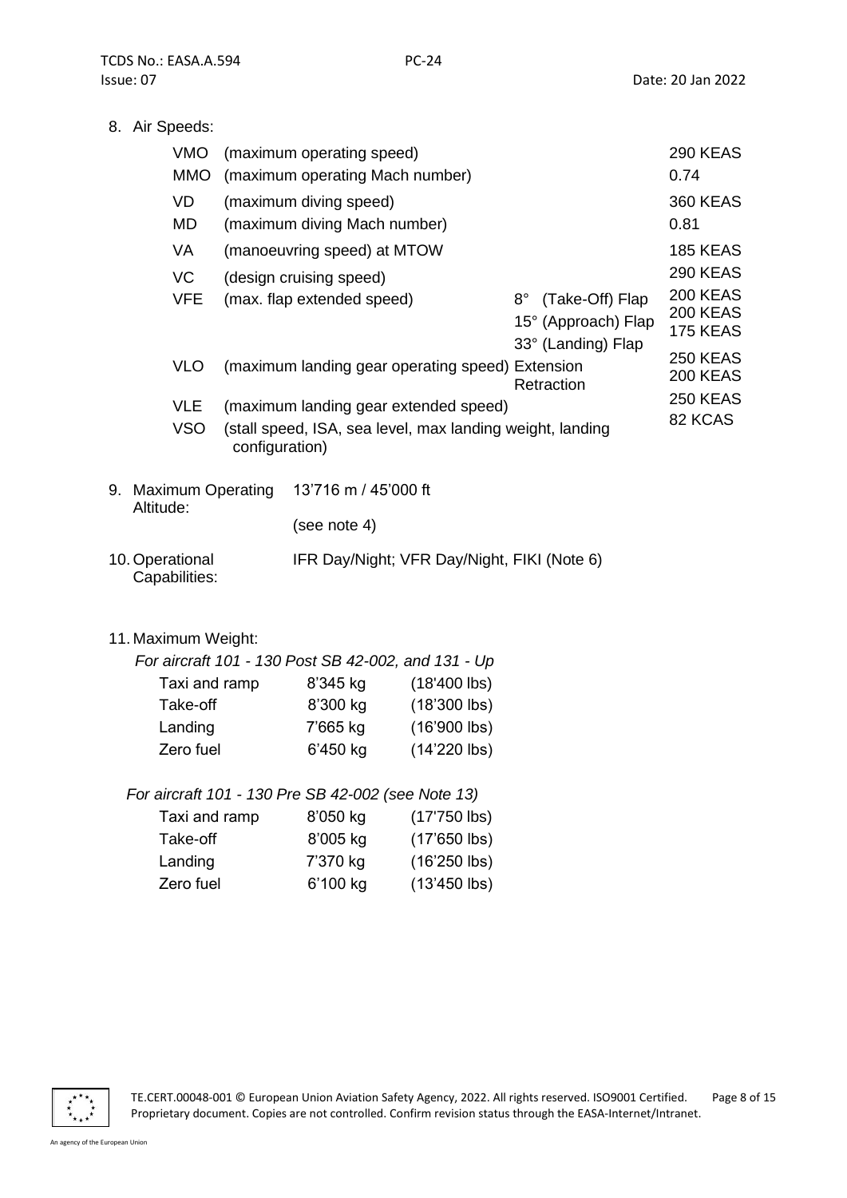8. Air Speeds:

| | | | |
|---|---|---|---|
| VMO | (maximum operating speed) | | 290 KEAS |
| MMO | (maximum operating Mach number) | | 0.74 |
| VD | (maximum diving speed) | | 360 KEAS |
| MD | (maximum diving Mach number) | | 0.81 |
| VA | (manoeuvring speed) at MTOW | | 185 KEAS |
| VC | (design cruising speed) | | 290 KEAS |
| VFE | (max. flap extended speed) | 8° (Take-Off) Flap | 200 KEAS |
| | | 15° (Approach) Flap | 200 KEAS |
| | | 33° (Landing) Flap | 175 KEAS |
| VLO | (maximum landing gear operating speed) | Extension | 250 KEAS |
| | | Retraction | 200 KEAS |
| VLE | (maximum landing gear extended speed) | | 250 KEAS |
| VSO | (stall speed, ISA, sea level, max landing weight, landing configuration) | | 82 KCAS |

9. Maximum Operating Altitude: 13'716 m / 45'000 ft

(see note 4)

10. Operational Capabilities: IFR Day/Night; VFR Day/Night, FIKI (Note 6)

11. Maximum Weight:

*For aircraft 101 - 130 Post SB 42-002, and 131 - Up*

| | | |
|---|---|---|
| Taxi and ramp | 8'345 kg | (18'400 lbs) |
| Take-off | 8'300 kg | (18'300 lbs) |
| Landing | 7'665 kg | (16'900 lbs) |
| Zero fuel | 6'450 kg | (14'220 lbs) |

*For aircraft 101 - 130 Pre SB 42-002 (see Note 13)*

| | | |
|---|---|---|
| Taxi and ramp | 8'050 kg | (17'750 lbs) |
| Take-off | 8'005 kg | (17'650 lbs) |
| Landing | 7'370 kg | (16'250 lbs) |
| Zero fuel | 6'100 kg | (13'450 lbs) |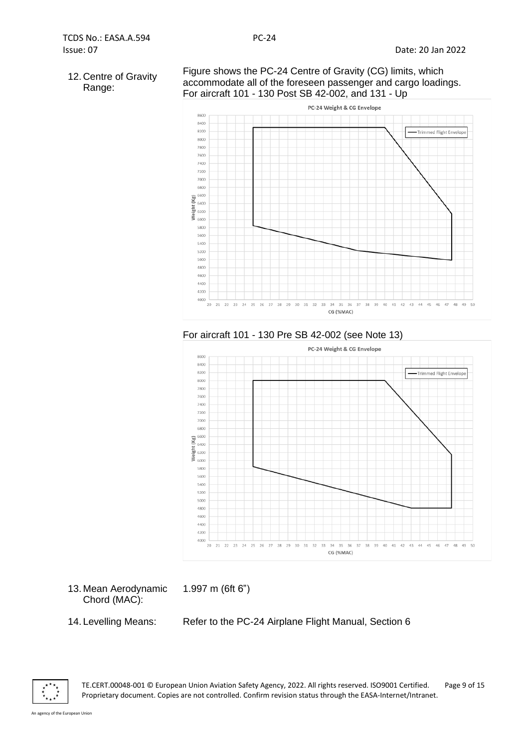12. Centre of Gravity Range:

Figure shows the PC-24 Centre of Gravity (CG) limits, which accommodate all of the foreseen passenger and cargo loadings.

For aircraft 101 - 130 Post SB 42-002, and 131 - Up

For aircraft 101 - 130 Pre SB 42-002 (see Note 13)

13. Mean Aerodynamic Chord (MAC): 1.997 m (6ft 6”)

14. Levelling Means: Refer to the PC-24 Airplane Flight Manual, Section 6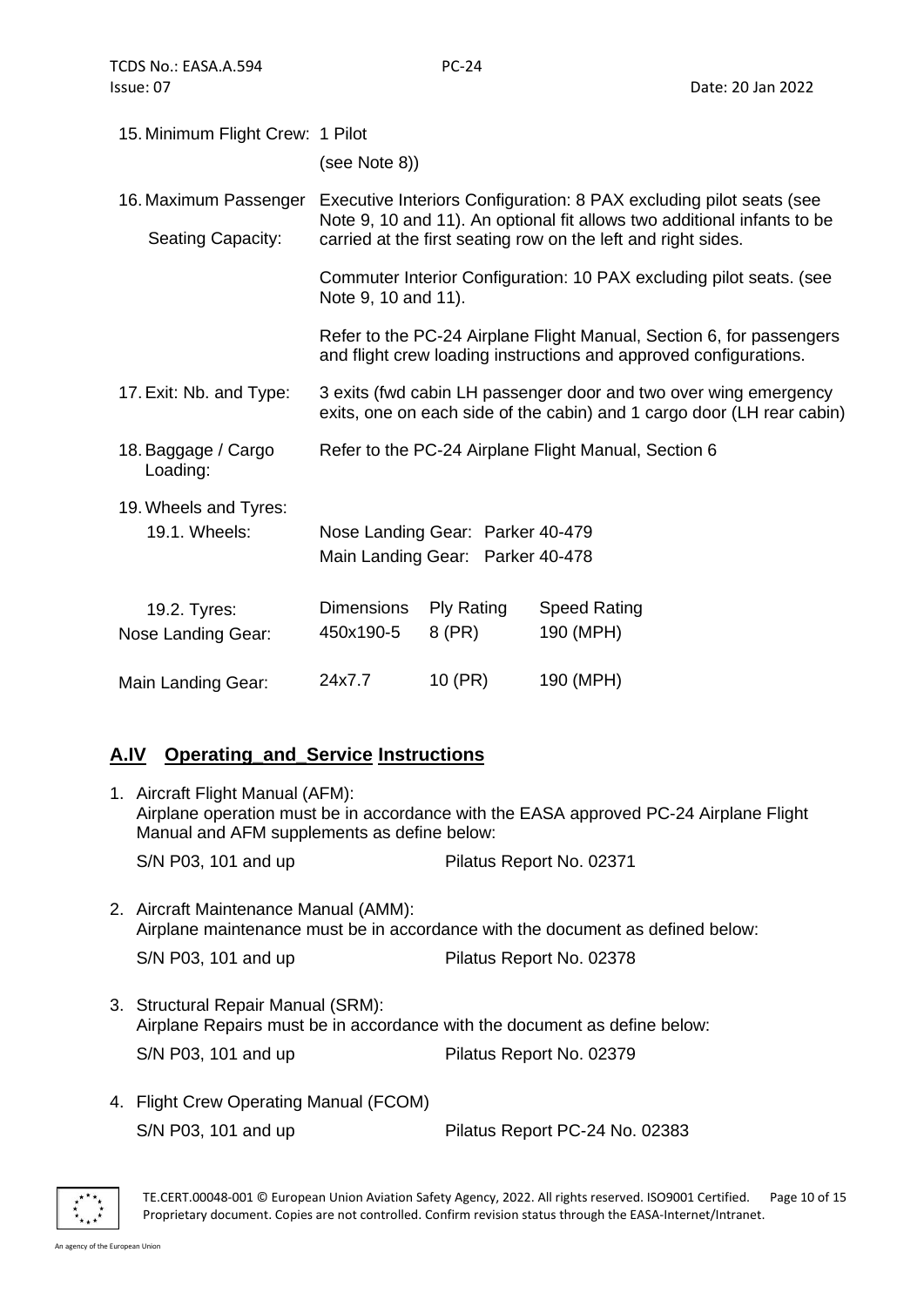15. Minimum Flight Crew: 1 Pilot
    (see Note 8))

16. Maximum Passenger Seating Capacity: Executive Interiors Configuration: 8 PAX excluding pilot seats (see Note 9, 10 and 11). An optional fit allows two additional infants to be carried at the first seating row on the left and right sides.

    Commuter Interior Configuration: 10 PAX excluding pilot seats. (see Note 9, 10 and 11).

    Refer to the PC-24 Airplane Flight Manual, Section 6, for passengers and flight crew loading instructions and approved configurations.

17. Exit: Nb. and Type: 3 exits (fwd cabin LH passenger door and two over wing emergency exits, one on each side of the cabin) and 1 cargo door (LH rear cabin)

18. Baggage / Cargo Loading: Refer to the PC-24 Airplane Flight Manual, Section 6

19. Wheels and Tyres:

    19.1. Wheels:
    Nose Landing Gear: Parker 40-479
    Main Landing Gear: Parker 40-478

    19.2. Tyres:

| | Dimensions | Ply Rating | Speed Rating |
|---|---|---|---|
| Nose Landing Gear: | 450x190-5 | 8 (PR) | 190 (MPH) |
| Main Landing Gear: | 24x7.7 | 10 (PR) | 190 (MPH) |

## A.IV Operating_and_Service Instructions

1. Aircraft Flight Manual (AFM):
   Airplane operation must be in accordance with the EASA approved PC-24 Airplane Flight Manual and AFM supplements as define below:

   S/N P03, 101 and up — Pilatus Report No. 02371

2. Aircraft Maintenance Manual (AMM):
   Airplane maintenance must be in accordance with the document as defined below:

   S/N P03, 101 and up — Pilatus Report No. 02378

3. Structural Repair Manual (SRM):
   Airplane Repairs must be in accordance with the document as define below:

   S/N P03, 101 and up — Pilatus Report No. 02379

4. Flight Crew Operating Manual (FCOM)

   S/N P03, 101 and up — Pilatus Report PC-24 No. 02383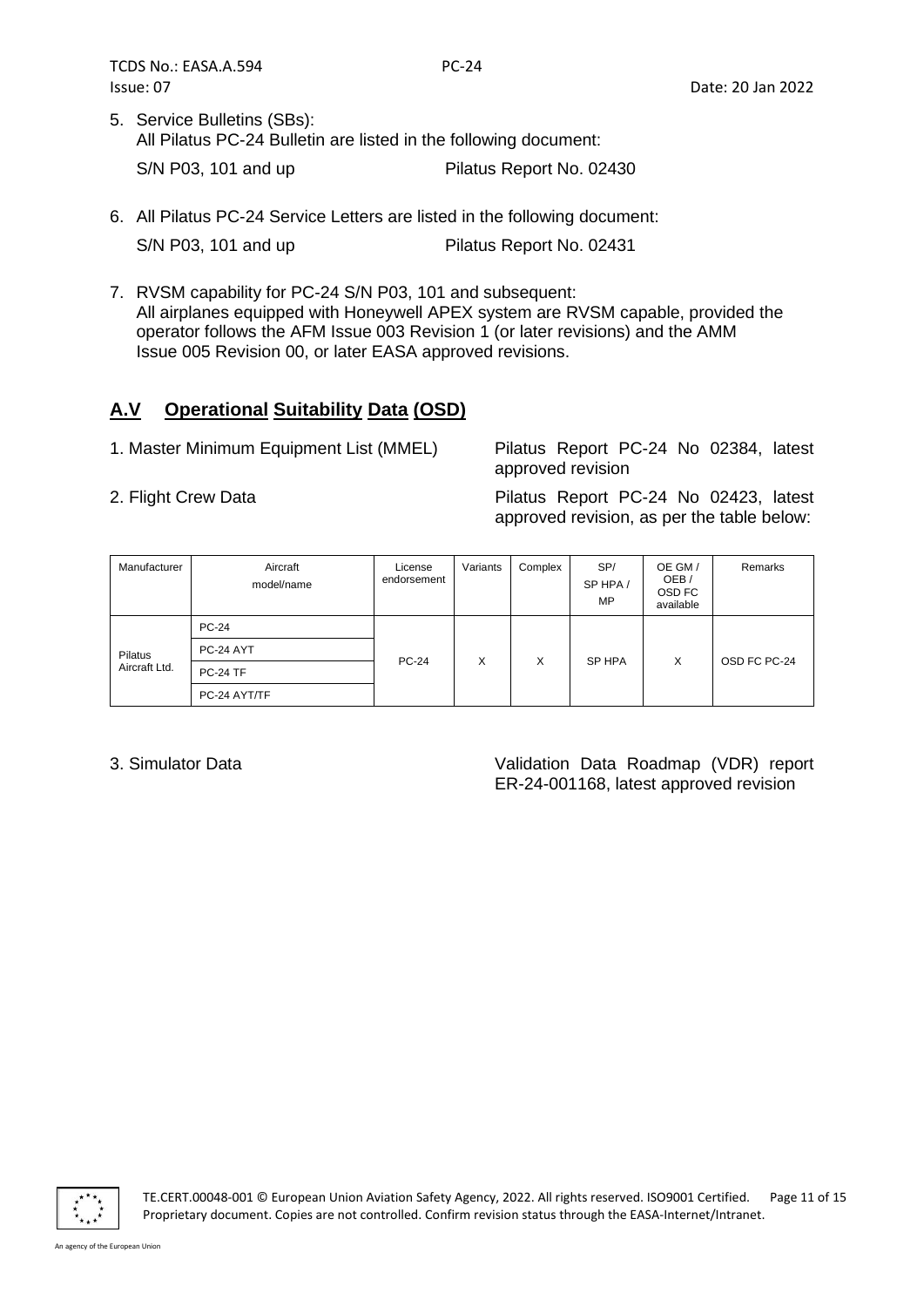5. Service Bulletins (SBs):
   All Pilatus PC-24 Bulletin are listed in the following document:

   S/N P03, 101 and up    Pilatus Report No. 02430

6. All Pilatus PC-24 Service Letters are listed in the following document:

   S/N P03, 101 and up    Pilatus Report No. 02431

7. RVSM capability for PC-24 S/N P03, 101 and subsequent:
   All airplanes equipped with Honeywell APEX system are RVSM capable, provided the operator follows the AFM Issue 003 Revision 1 (or later revisions) and the AMM Issue 005 Revision 00, or later EASA approved revisions.

## A.V Operational Suitability Data (OSD)

1. Master Minimum Equipment List (MMEL)    Pilatus Report PC-24 No 02384, latest approved revision

2. Flight Crew Data    Pilatus Report PC-24 No 02423, latest approved revision, as per the table below:

| Manufacturer | Aircraft model/name | License endorsement | Variants | Complex | SP/ SP HPA / MP | OE GM / OEB / OSD FC available | Remarks |
|---|---|---|---|---|---|---|---|
| Pilatus Aircraft Ltd. | PC-24 | PC-24 | X | X | SP HPA | X | OSD FC PC-24 |
| | PC-24 AYT | | | | | | |
| | PC-24 TF | | | | | | |
| | PC-24 AYT/TF | | | | | | |

3. Simulator Data    Validation Data Roadmap (VDR) report ER-24-001168, latest approved revision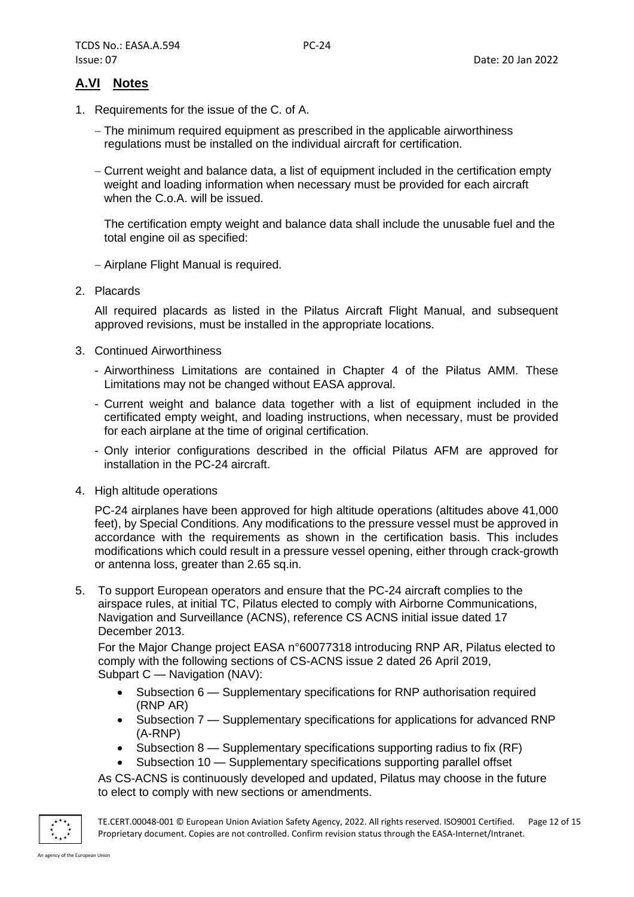## A.VI Notes

1. Requirements for the issue of the C. of A.

   – The minimum required equipment as prescribed in the applicable airworthiness regulations must be installed on the individual aircraft for certification.

   – Current weight and balance data, a list of equipment included in the certification empty weight and loading information when necessary must be provided for each aircraft when the C.o.A. will be issued.

   The certification empty weight and balance data shall include the unusable fuel and the total engine oil as specified:

   – Airplane Flight Manual is required.

2. Placards

   All required placards as listed in the Pilatus Aircraft Flight Manual, and subsequent approved revisions, must be installed in the appropriate locations.

3. Continued Airworthiness

   - Airworthiness Limitations are contained in Chapter 4 of the Pilatus AMM. These Limitations may not be changed without EASA approval.
   - Current weight and balance data together with a list of equipment included in the certificated empty weight, and loading instructions, when necessary, must be provided for each airplane at the time of original certification.
   - Only interior configurations described in the official Pilatus AFM are approved for installation in the PC-24 aircraft.

4. High altitude operations

   PC-24 airplanes have been approved for high altitude operations (altitudes above 41,000 feet), by Special Conditions. Any modifications to the pressure vessel must be approved in accordance with the requirements as shown in the certification basis. This includes modifications which could result in a pressure vessel opening, either through crack-growth or antenna loss, greater than 2.65 sq.in.

5. To support European operators and ensure that the PC-24 aircraft complies to the airspace rules, at initial TC, Pilatus elected to comply with Airborne Communications, Navigation and Surveillance (ACNS), reference CS ACNS initial issue dated 17 December 2013.

   For the Major Change project EASA n°60077318 introducing RNP AR, Pilatus elected to comply with the following sections of CS-ACNS issue 2 dated 26 April 2019, Subpart C — Navigation (NAV):

   - Subsection 6 — Supplementary specifications for RNP authorisation required (RNP AR)
   - Subsection 7 — Supplementary specifications for applications for advanced RNP (A-RNP)
   - Subsection 8 — Supplementary specifications supporting radius to fix (RF)
   - Subsection 10 — Supplementary specifications supporting parallel offset

   As CS-ACNS is continuously developed and updated, Pilatus may choose in the future to elect to comply with new sections or amendments.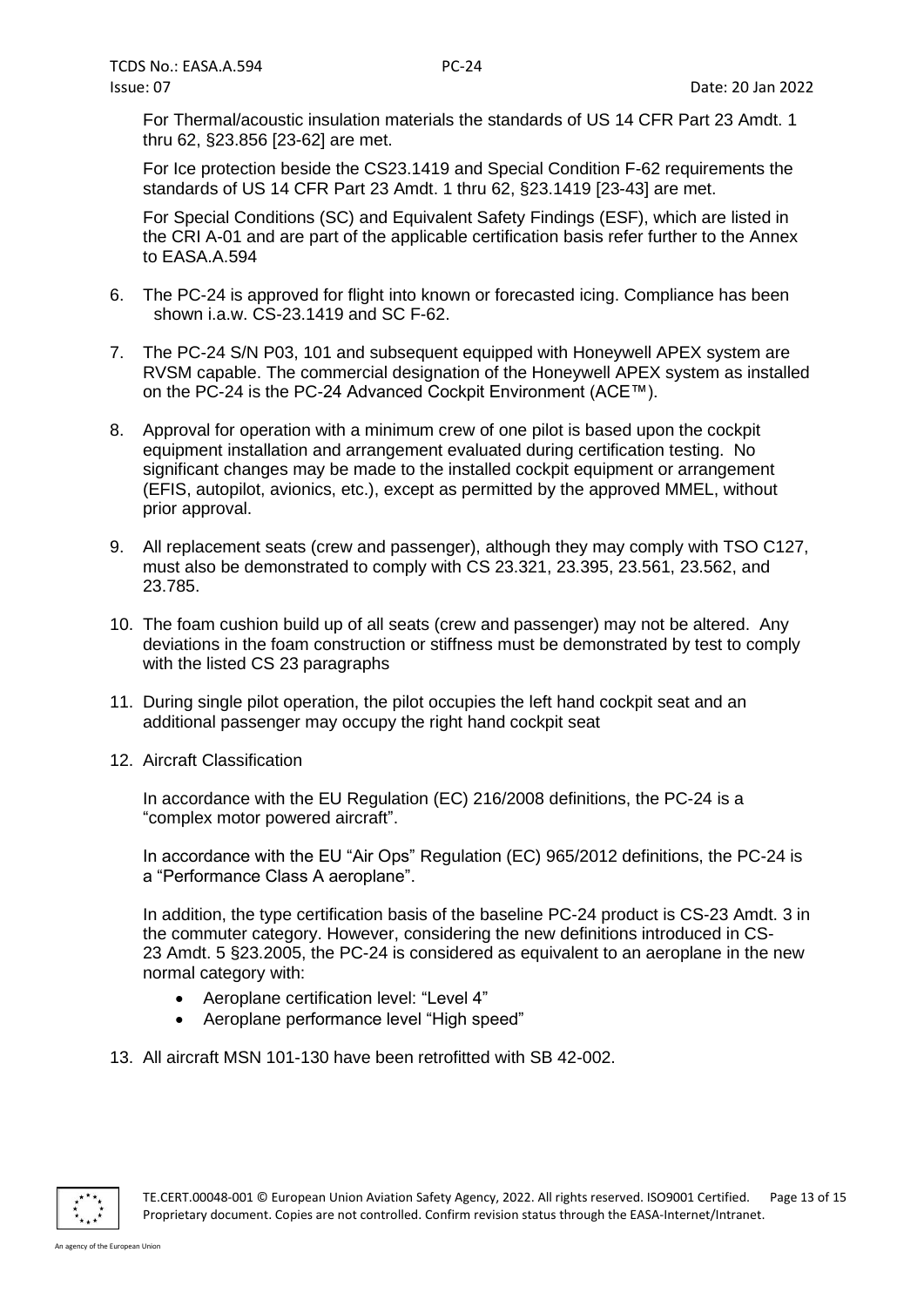For Thermal/acoustic insulation materials the standards of US 14 CFR Part 23 Amdt. 1 thru 62, §23.856 [23-62] are met.

For Ice protection beside the CS23.1419 and Special Condition F-62 requirements the standards of US 14 CFR Part 23 Amdt. 1 thru 62, §23.1419 [23-43] are met.

For Special Conditions (SC) and Equivalent Safety Findings (ESF), which are listed in the CRI A-01 and are part of the applicable certification basis refer further to the Annex to EASA.A.594

6. The PC-24 is approved for flight into known or forecasted icing. Compliance has been shown i.a.w. CS-23.1419 and SC F-62.

7. The PC-24 S/N P03, 101 and subsequent equipped with Honeywell APEX system are RVSM capable. The commercial designation of the Honeywell APEX system as installed on the PC-24 is the PC-24 Advanced Cockpit Environment (ACE™).

8. Approval for operation with a minimum crew of one pilot is based upon the cockpit equipment installation and arrangement evaluated during certification testing. No significant changes may be made to the installed cockpit equipment or arrangement (EFIS, autopilot, avionics, etc.), except as permitted by the approved MMEL, without prior approval.

9. All replacement seats (crew and passenger), although they may comply with TSO C127, must also be demonstrated to comply with CS 23.321, 23.395, 23.561, 23.562, and 23.785.

10. The foam cushion build up of all seats (crew and passenger) may not be altered. Any deviations in the foam construction or stiffness must be demonstrated by test to comply with the listed CS 23 paragraphs

11. During single pilot operation, the pilot occupies the left hand cockpit seat and an additional passenger may occupy the right hand cockpit seat

12. Aircraft Classification

    In accordance with the EU Regulation (EC) 216/2008 definitions, the PC-24 is a "complex motor powered aircraft".

    In accordance with the EU "Air Ops" Regulation (EC) 965/2012 definitions, the PC-24 is a "Performance Class A aeroplane".

    In addition, the type certification basis of the baseline PC-24 product is CS-23 Amdt. 3 in the commuter category. However, considering the new definitions introduced in CS-23 Amdt. 5 §23.2005, the PC-24 is considered as equivalent to an aeroplane in the new normal category with:

    - Aeroplane certification level: "Level 4"
    - Aeroplane performance level "High speed"

13. All aircraft MSN 101-130 have been retrofitted with SB 42-002.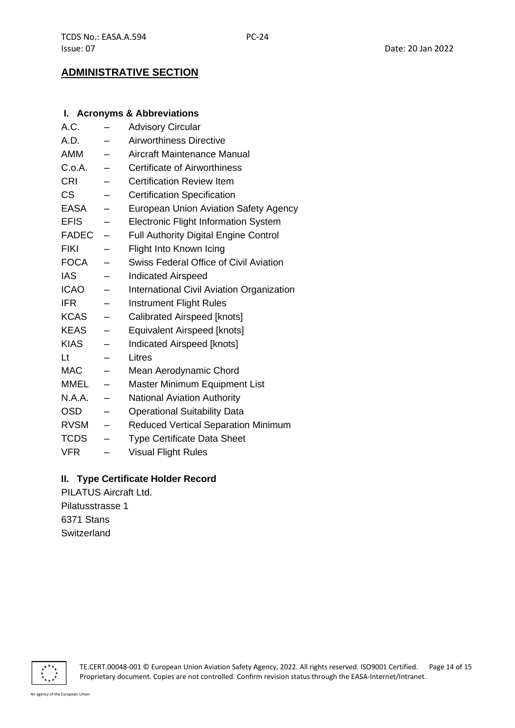## ADMINISTRATIVE SECTION

### I. Acronyms & Abbreviations

| | | |
|---|---|---|
| A.C. | – | Advisory Circular |
| A.D. | – | Airworthiness Directive |
| AMM | – | Aircraft Maintenance Manual |
| C.o.A. | – | Certificate of Airworthiness |
| CRI | – | Certification Review Item |
| CS | – | Certification Specification |
| EASA | – | European Union Aviation Safety Agency |
| EFIS | – | Electronic Flight Information System |
| FADEC | – | Full Authority Digital Engine Control |
| FIKI | – | Flight Into Known Icing |
| FOCA | – | Swiss Federal Office of Civil Aviation |
| IAS | – | Indicated Airspeed |
| ICAO | – | International Civil Aviation Organization |
| IFR | – | Instrument Flight Rules |
| KCAS | – | Calibrated Airspeed [knots] |
| KEAS | – | Equivalent Airspeed [knots] |
| KIAS | – | Indicated Airspeed [knots] |
| Lt | – | Litres |
| MAC | – | Mean Aerodynamic Chord |
| MMEL | – | Master Minimum Equipment List |
| N.A.A. | – | National Aviation Authority |
| OSD | – | Operational Suitability Data |
| RVSM | – | Reduced Vertical Separation Minimum |
| TCDS | – | Type Certificate Data Sheet |
| VFR | – | Visual Flight Rules |

### II. Type Certificate Holder Record

PILATUS Aircraft Ltd.
Pilatusstrasse 1
6371 Stans
Switzerland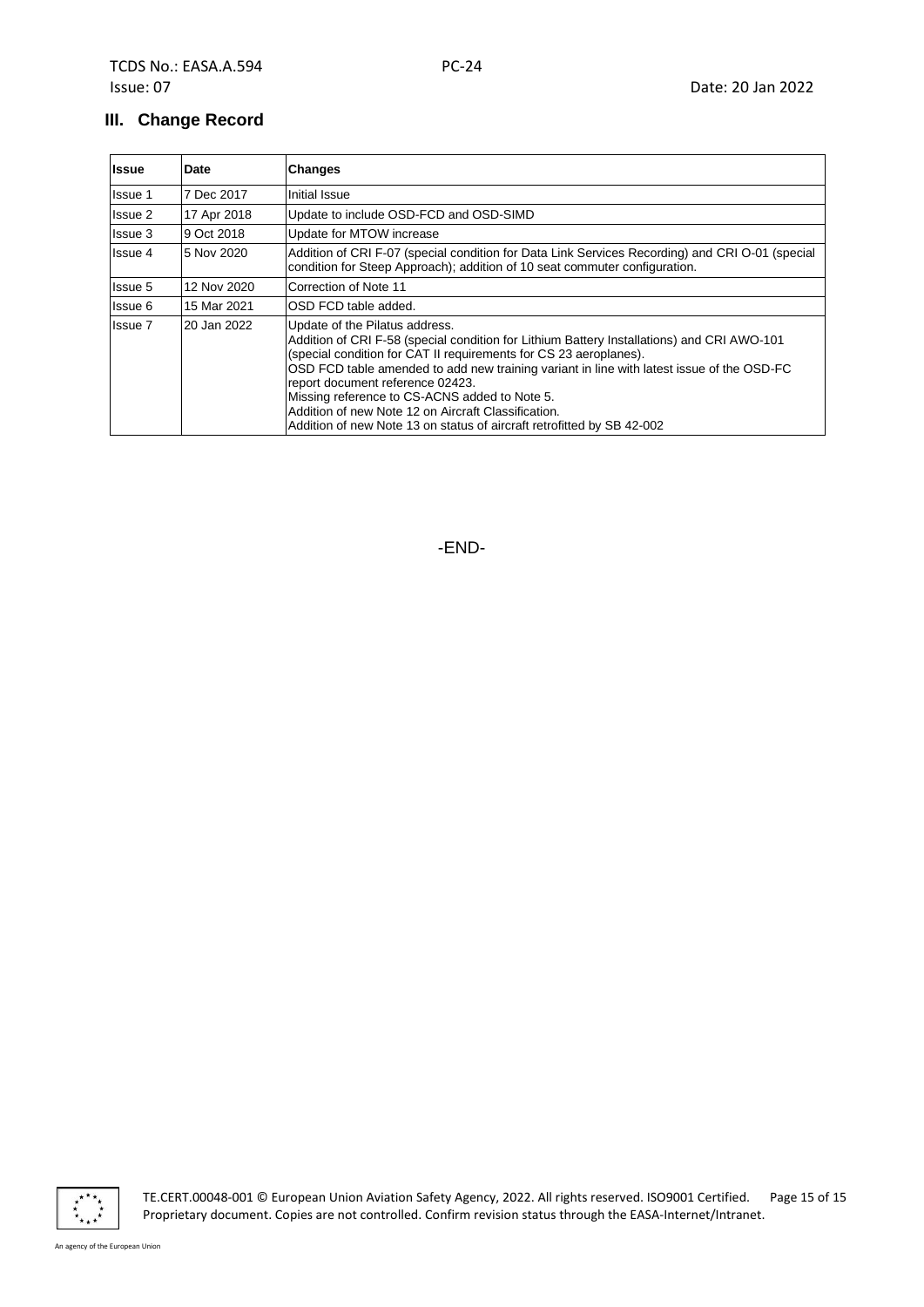## III. Change Record

| Issue | Date | Changes |
|---|---|---|
| Issue 1 | 7 Dec 2017 | Initial Issue |
| Issue 2 | 17 Apr 2018 | Update to include OSD-FCD and OSD-SIMD |
| Issue 3 | 9 Oct 2018 | Update for MTOW increase |
| Issue 4 | 5 Nov 2020 | Addition of CRI F-07 (special condition for Data Link Services Recording) and CRI O-01 (special condition for Steep Approach); addition of 10 seat commuter configuration. |
| Issue 5 | 12 Nov 2020 | Correction of Note 11 |
| Issue 6 | 15 Mar 2021 | OSD FCD table added. |
| Issue 7 | 20 Jan 2022 | Update of the Pilatus address.<br>Addition of CRI F-58 (special condition for Lithium Battery Installations) and CRI AWO-101 (special condition for CAT II requirements for CS 23 aeroplanes).<br>OSD FCD table amended to add new training variant in line with latest issue of the OSD-FC report document reference 02423.<br>Missing reference to CS-ACNS added to Note 5.<br>Addition of new Note 12 on Aircraft Classification.<br>Addition of new Note 13 on status of aircraft retrofitted by SB 42-002 |

-END-